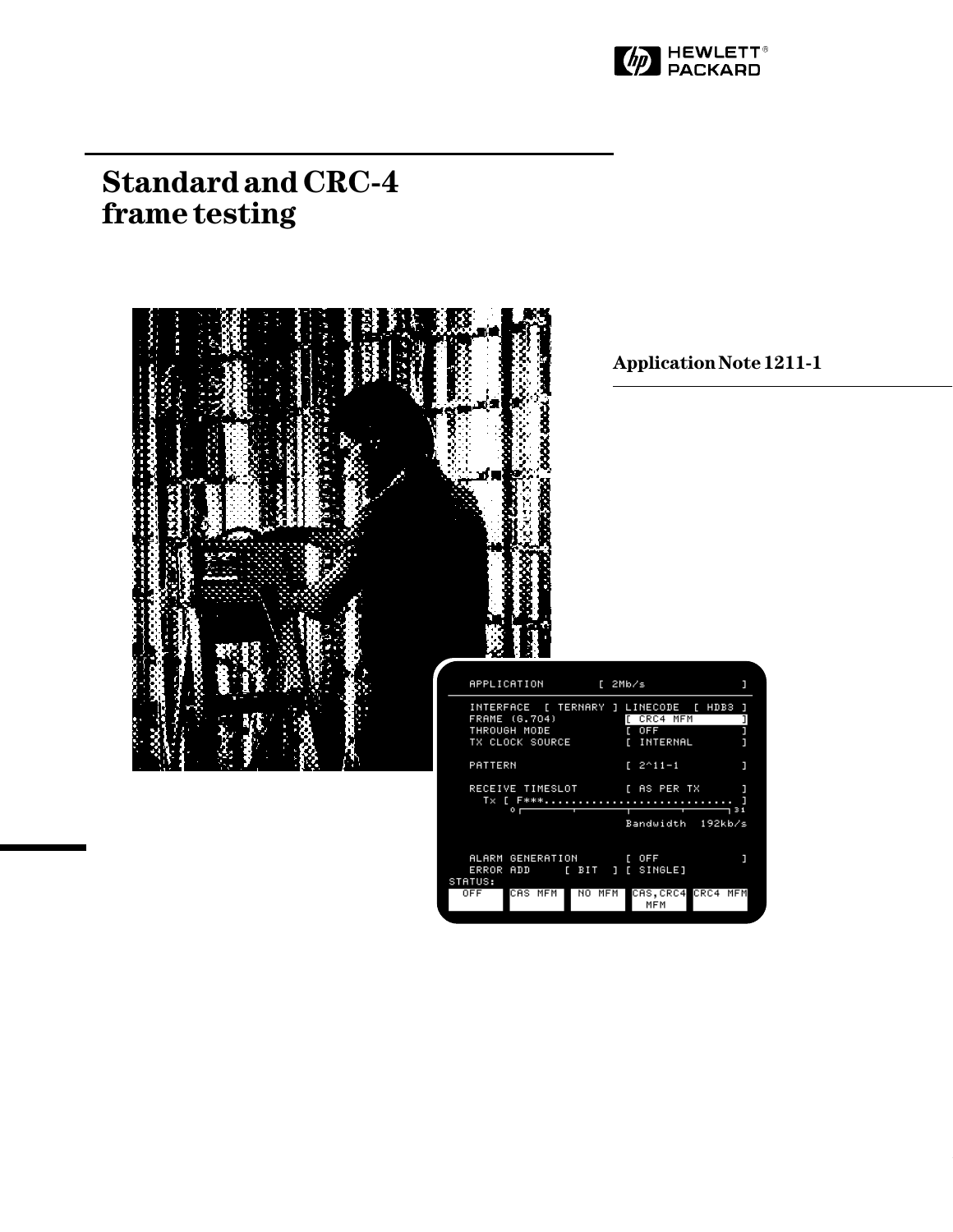# Standard and CRC-4 frame testing

Application Note 1211-1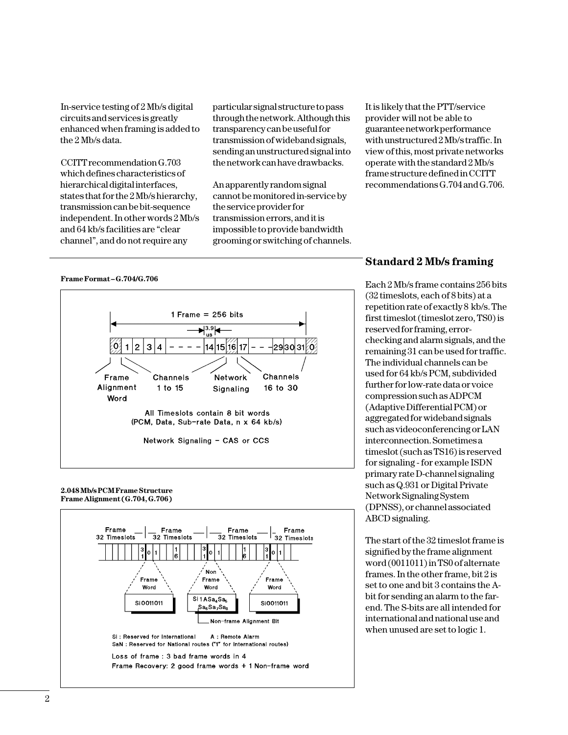In-service testing of 2 Mb/s digital circuits and services is greatly enhanced when framing is added to the 2 Mb/s data.

CCITT recommendation G.703 which defines characteristics of hierarchical digital interfaces, states that for the 2 Mb/s hierarchy, transmission can be bit-sequence independent. In other words 2 Mb/s and 64 kb/s facilities are "clear channel", and do not require any particular signal structure to pass through the network. Although this transparency can be useful for transmission of wideband signals, sending an unstructured signal into the network can have drawbacks.

An apparently random signal cannot be monitored in-service by the service provider for transmission errors, and it is impossible to provide bandwidth grooming or switching of channels.

It is likely that the PTT/service provider will not be able to guarantee network performance with unstructured 2 Mb/s traffic. In view of this, most private networks operate with the standard 2 Mb/s frame structure defined in CCITT recommendations G.704 and G.706.

**Frame Format – G.704/G.706**

1 Frame = 256 bits

3.9 us

0 1 2 3 4 - - - - 14 15 16 17 - - - 29 30 31 0

Frame Alignment Word

Channels 1 to 15

Network Signaling

Channels 16 to 30

All Timeslots contain 8 bit words (PCM, Data, Sub-rate Data, n x 64 kb/s)

Network Signaling – CAS or CCS

**2.048 Mb/s PCM Frame Structure Frame Alignment (G.704, G.706)**

Frame 32 Timeslots | Frame 32 Timeslots | Frame 32 Timeslots | Frame 32 Timeslots

31 0 1 16 31 0 1 16 31 0 1

Frame Word: Si0011011

Non Frame Word: Si 1 A $Sa_4$ $Sa_5$ $Sa_6$ $Sa_7$ $Sa_8$

Frame Word: Si0011011

Non-frame Alignment Bit

Si : Reserved for International  A : Remote Alarm

SaN : Reserved for National routes ("1" for International routes)

Loss of frame : 3 bad frame words in 4

Frame Recovery: 2 good frame words + 1 Non-frame word

## Standard 2 Mb/s framing

Each 2 Mb/s frame contains 256 bits (32 timeslots, each of 8 bits) at a repetition rate of exactly 8 kb/s. The first timeslot (timeslot zero, TS0) is reserved for framing, error-checking and alarm signals, and the remaining 31 can be used for traffic. The individual channels can be used for 64 kb/s PCM, subdivided further for low-rate data or voice compression such as ADPCM (Adaptive Differential PCM) or aggregated for wideband signals such as videoconferencing or LAN interconnection. Sometimes a timeslot (such as TS16) is reserved for signaling - for example ISDN primary rate D-channel signaling such as Q.931 or Digital Private Network Signaling System (DPNSS), or channel associated ABCD signaling.

The start of the 32 timeslot frame is signified by the frame alignment word (0011011) in TS0 of alternate frames. In the other frame, bit 2 is set to one and bit 3 contains the A-bit for sending an alarm to the far-end. The S-bits are all intended for international and national use and when unused are set to logic 1.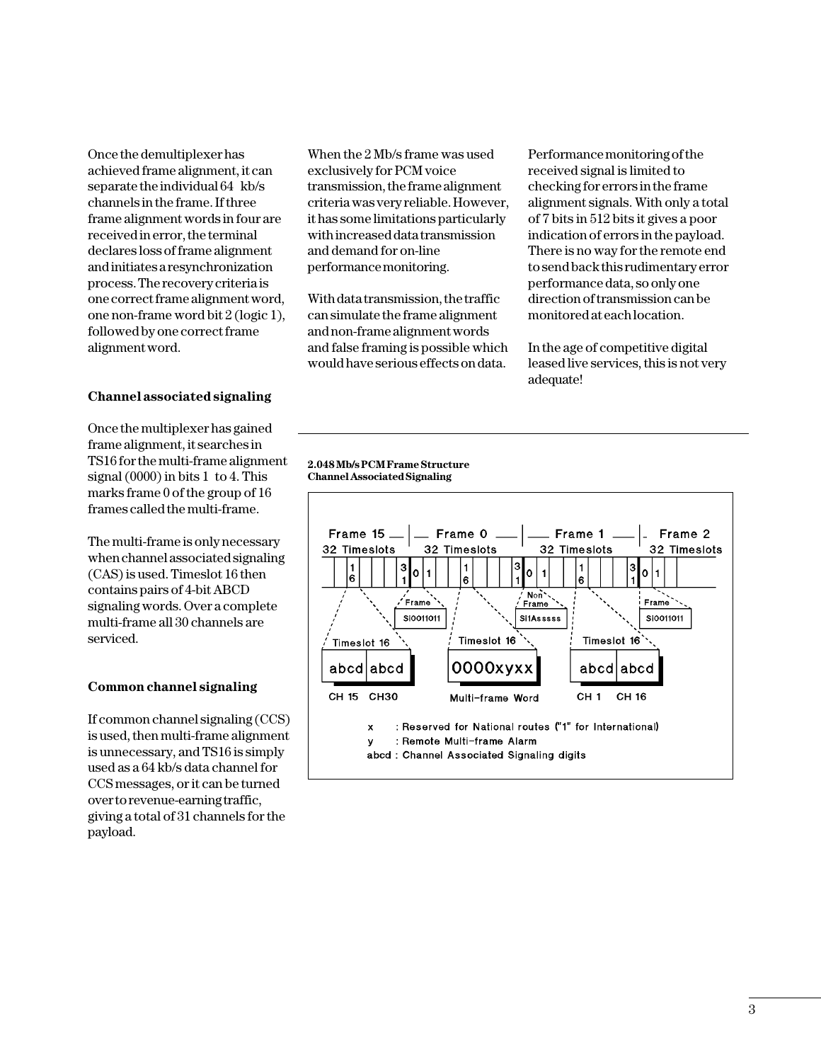Once the demultiplexer has achieved frame alignment, it can separate the individual 64 kb/s channels in the frame. If three frame alignment words in four are received in error, the terminal declares loss of frame alignment and initiates a resynchronization process. The recovery criteria is one correct frame alignment word, one non-frame word bit 2 (logic 1), followed by one correct frame alignment word.

When the 2 Mb/s frame was used exclusively for PCM voice transmission, the frame alignment criteria was very reliable. However, it has some limitations particularly with increased data transmission and demand for on-line performance monitoring.

With data transmission, the traffic can simulate the frame alignment and non-frame alignment words and false framing is possible which would have serious effects on data.

Performance monitoring of the received signal is limited to checking for errors in the frame alignment signals. With only a total of 7 bits in 512 bits it gives a poor indication of errors in the payload. There is no way for the remote end to send back this rudimentary error performance data, so only one direction of transmission can be monitored at each location.

In the age of competitive digital leased live services, this is not very adequate!

### Channel associated signaling

Once the multiplexer has gained frame alignment, it searches in TS16 for the multi-frame alignment signal (0000) in bits 1 to 4. This marks frame 0 of the group of 16 frames called the multi-frame.

The multi-frame is only necessary when channel associated signaling (CAS) is used. Timeslot 16 then contains pairs of 4-bit ABCD signaling words. Over a complete multi-frame all 30 channels are serviced.

### Common channel signaling

If common channel signaling (CCS) is used, then multi-frame alignment is unnecessary, and TS16 is simply used as a 64 kb/s data channel for CCS messages, or it can be turned over to revenue-earning traffic, giving a total of 31 channels for the payload.

**2.048 Mb/s PCM Frame Structure**
**Channel Associated Signaling**

Frame 15 — 32 Timeslots
Frame 0 — 32 Timeslots
Frame 1 — 32 Timeslots
Frame 2 — 32 Timeslots

16 31 0 1 16 31 0 1 16 31 0 1

Frame: SI0011011
Non Frame: SI1Asssss
Frame: SI0011011

Timeslot 16: abcd abcd — CH 15 CH30
Timeslot 16: 0000xyxx — Multi-frame Word
Timeslot 16: abcd abcd — CH 1 CH 16

x : Reserved for National routes ("1" for International)
y : Remote Multi-frame Alarm
abcd : Channel Associated Signaling digits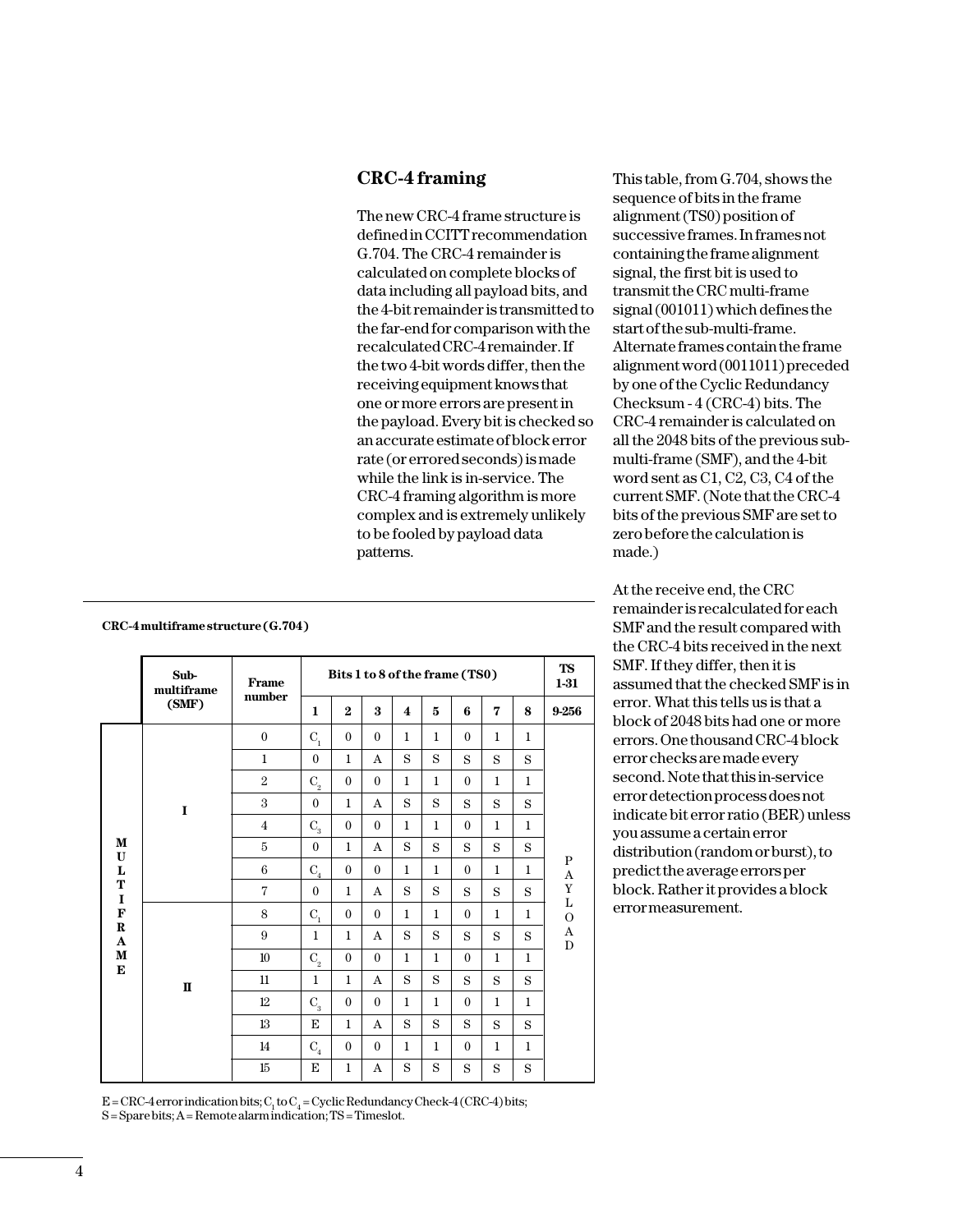## CRC-4 framing

The new CRC-4 frame structure is defined in CCITT recommendation G.704. The CRC-4 remainder is calculated on complete blocks of data including all payload bits, and the 4-bit remainder is transmitted to the far-end for comparison with the recalculated CRC-4 remainder. If the two 4-bit words differ, then the receiving equipment knows that one or more errors are present in the payload. Every bit is checked so an accurate estimate of block error rate (or errored seconds) is made while the link is in-service. The CRC-4 framing algorithm is more complex and is extremely unlikely to be fooled by payload data patterns.

This table, from G.704, shows the sequence of bits in the frame alignment (TS0) position of successive frames. In frames not containing the frame alignment signal, the first bit is used to transmit the CRC multi-frame signal (001011) which defines the start of the sub-multi-frame. Alternate frames contain the frame alignment word (0011011) preceded by one of the Cyclic Redundancy Checksum - 4 (CRC-4) bits. The CRC-4 remainder is calculated on all the 2048 bits of the previous sub-multi-frame (SMF), and the 4-bit word sent as C1, C2, C3, C4 of the current SMF. (Note that the CRC-4 bits of the previous SMF are set to zero before the calculation is made.)

At the receive end, the CRC remainder is recalculated for each SMF and the result compared with the CRC-4 bits received in the next SMF. If they differ, then it is assumed that the checked SMF is in error. What this tells us is that a block of 2048 bits had one or more errors. One thousand CRC-4 block error checks are made every second. Note that this in-service error detection process does not indicate bit error ratio (BER) unless you assume a certain error distribution (random or burst), to predict the average errors per block. Rather it provides a block error measurement.

**CRC-4 multiframe structure (G.704)**

| | Sub-multiframe (SMF) | Frame number | Bits 1 to 8 of the frame (TS0) | | | | | | | | TS 1-31 |
|---|---|---|---|---|---|---|---|---|---|---|---|
| | | | 1 | 2 | 3 | 4 | 5 | 6 | 7 | 8 | 9-256 |
| MULTIFRAME | I | 0 | $C_1$ | 0 | 0 | 1 | 1 | 0 | 1 | 1 | PAYLOAD |
| | | 1 | 0 | 1 | A | S | S | S | S | S | |
| | | 2 | $C_2$ | 0 | 0 | 1 | 1 | 0 | 1 | 1 | |
| | | 3 | 0 | 1 | A | S | S | S | S | S | |
| | | 4 | $C_3$ | 0 | 0 | 1 | 1 | 0 | 1 | 1 | |
| | | 5 | 0 | 1 | A | S | S | S | S | S | |
| | | 6 | $C_4$ | 0 | 0 | 1 | 1 | 0 | 1 | 1 | |
| | | 7 | 0 | 1 | A | S | S | S | S | S | |
| | II | 8 | $C_1$ | 0 | 0 | 1 | 1 | 0 | 1 | 1 | |
| | | 9 | 1 | 1 | A | S | S | S | S | S | |
| | | 10 | $C_2$ | 0 | 0 | 1 | 1 | 0 | 1 | 1 | |
| | | 11 | 1 | 1 | A | S | S | S | S | S | |
| | | 12 | $C_3$ | 0 | 0 | 1 | 1 | 0 | 1 | 1 | |
| | | 13 | E | 1 | A | S | S | S | S | S | |
| | | 14 | $C_4$ | 0 | 0 | 1 | 1 | 0 | 1 | 1 | |
| | | 15 | E | 1 | A | S | S | S | S | S | |

E = CRC-4 error indication bits; $C_1$ to $C_4$ = Cyclic Redundancy Check-4 (CRC-4) bits;
S = Spare bits; A = Remote alarm indication; TS = Timeslot.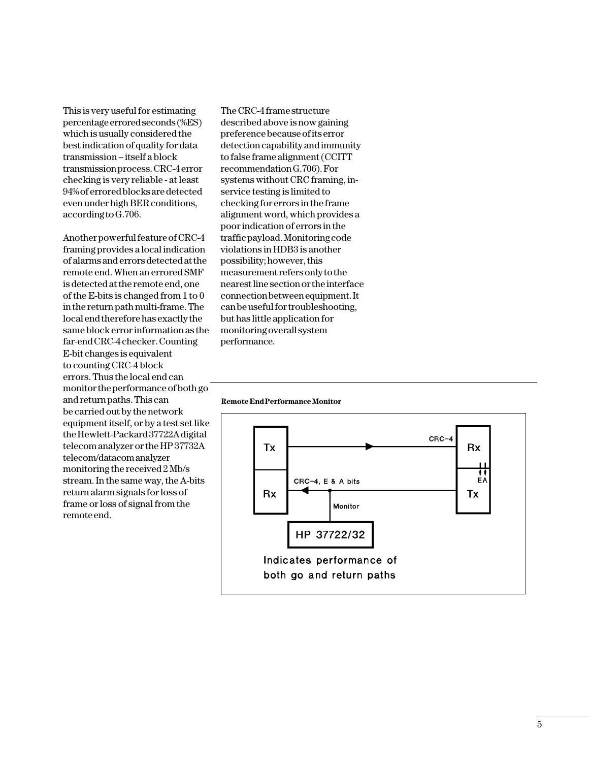This is very useful for estimating percentage errored seconds (%ES) which is usually considered the best indication of quality for data transmission – itself a block transmission process. CRC-4 error checking is very reliable - at least 94% of errored blocks are detected even under high BER conditions, according to G.706.

Another powerful feature of CRC-4 framing provides a local indication of alarms and errors detected at the remote end. When an errored SMF is detected at the remote end, one of the E-bits is changed from 1 to 0 in the return path multi-frame. The local end therefore has exactly the same block error information as the far-end CRC-4 checker. Counting E-bit changes is equivalent to counting CRC-4 block errors. Thus the local end can monitor the performance of both go and return paths. This can be carried out by the network equipment itself, or by a test set like the Hewlett-Packard 37722A digital telecom analyzer or the HP 37732A telecom/datacom analyzer monitoring the received 2 Mb/s stream. In the same way, the A-bits return alarm signals for loss of frame or loss of signal from the remote end.

The CRC-4 frame structure described above is now gaining preference because of its error detection capability and immunity to false frame alignment (CCITT recommendation G.706). For systems without CRC framing, in-service testing is limited to checking for errors in the frame alignment word, which provides a poor indication of errors in the traffic payload. Monitoring code violations in HDB3 is another possibility; however, this measurement refers only to the nearest line section or the interface connection between equipment. It can be useful for troubleshooting, but has little application for monitoring overall system performance.

**Remote End Performance Monitor**

Tx
Rx
CRC-4
Rx
Tx
E A
CRC-4, E & A bits
Monitor
HP 37722/32
Indicates performance of both go and return paths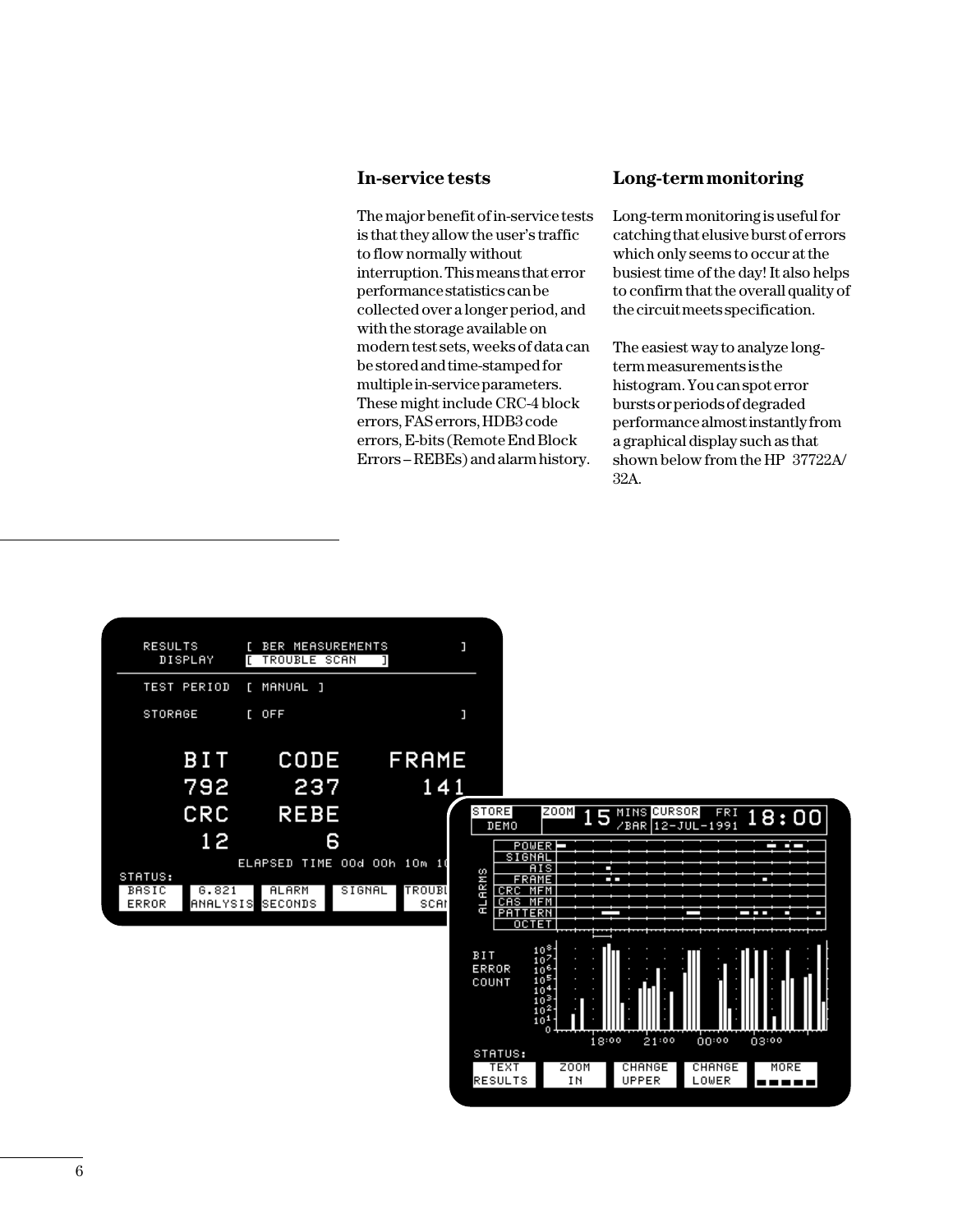## In-service tests

The major benefit of in-service tests is that they allow the user's traffic to flow normally without interruption. This means that error performance statistics can be collected over a longer period, and with the storage available on modern test sets, weeks of data can be stored and time-stamped for multiple in-service parameters. These might include CRC-4 block errors, FAS errors, HDB3 code errors, E-bits (Remote End Block Errors – REBEs) and alarm history.

## Long-term monitoring

Long-term monitoring is useful for catching that elusive burst of errors which only seems to occur at the busiest time of the day! It also helps to confirm that the overall quality of the circuit meets specification.

The easiest way to analyze long-term measurements is the histogram. You can spot error bursts or periods of degraded performance almost instantly from a graphical display such as that shown below from the HP 37722A/32A.

RESULTS DISPLAY [ BER MEASUREMENTS ] [ TROUBLE SCAN ]

TEST PERIOD [ MANUAL ]

STORAGE [ OFF ]

BIT 792 CODE 237 FRAME 141

CRC 12 REBE 6

ELAPSED TIME 00d 00h 10m 10

STATUS:

BASIC ERROR | G.821 ANALYSIS | ALARM SECONDS | SIGNAL | TROUBLE SCAN

STORE DEMO ZOOM 15 MINS /BAR CURSOR FRI 12-JUL-1991 18:00

ALARMS: POWER, SIGNAL, AIS, FRAME, CRC MFM, CAS MFM, PATTERN, OCTET

BIT ERROR COUNT

$10^8$ $10^7$ $10^6$ $10^5$ $10^4$ $10^3$ $10^2$ $10^1$ 0

18:00 21:00 00:00 03:00

STATUS:

TEXT RESULTS | ZOOM IN | CHANGE UPPER | CHANGE LOWER | MORE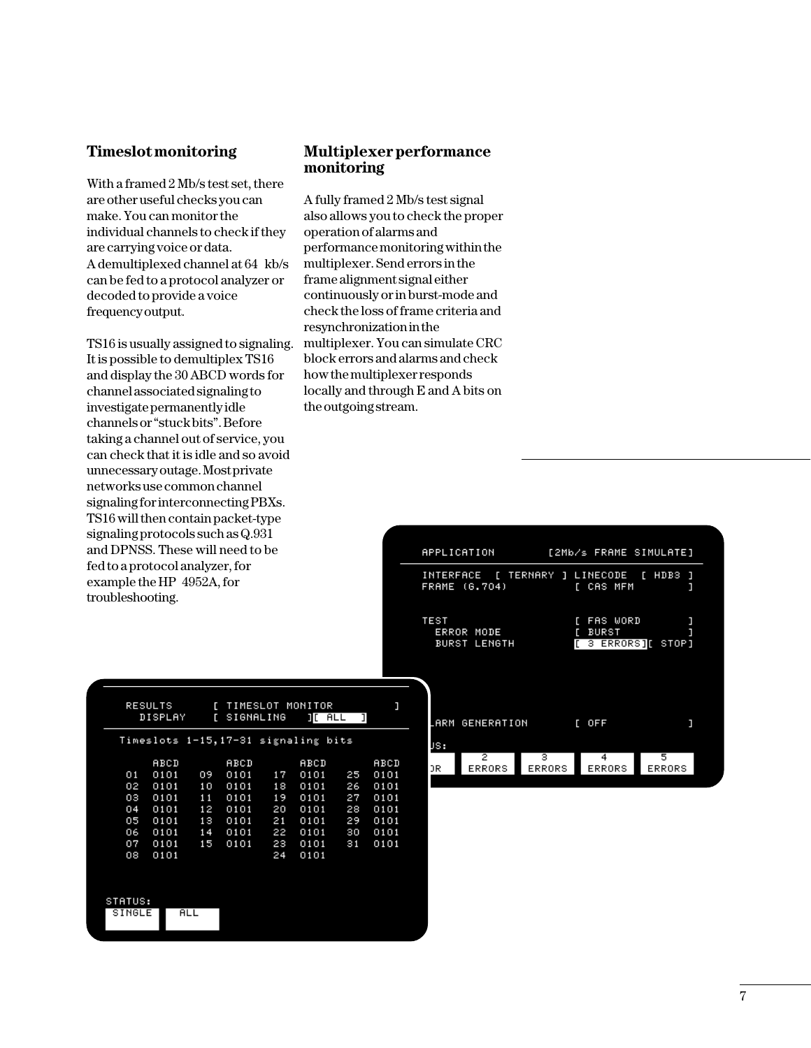## Timeslot monitoring

With a framed 2 Mb/s test set, there are other useful checks you can make. You can monitor the individual channels to check if they are carrying voice or data. A demultiplexed channel at 64 kb/s can be fed to a protocol analyzer or decoded to provide a voice frequency output.

TS16 is usually assigned to signaling. It is possible to demultiplex TS16 and display the 30 ABCD words for channel associated signaling to investigate permanently idle channels or "stuck bits". Before taking a channel out of service, you can check that it is idle and so avoid unnecessary outage. Most private networks use common channel signaling for interconnecting PBXs. TS16 will then contain packet-type signaling protocols such as Q.931 and DPNSS. These will need to be fed to a protocol analyzer, for example the HP 4952A, for troubleshooting.

## Multiplexer performance monitoring

A fully framed 2 Mb/s test signal also allows you to check the proper operation of alarms and performance monitoring within the multiplexer. Send errors in the frame alignment signal either continuously or in burst-mode and check the loss of frame criteria and resynchronization in the multiplexer. You can simulate CRC block errors and alarms and check how the multiplexer responds locally and through E and A bits on the outgoing stream.

```
APPLICATION        [2Mb/s FRAME SIMULATE]

INTERFACE  [ TERNARY ] LINECODE  [ HDB3 ]
FRAME (G.704)          [ CAS MFM        ]

TEST                   [ FAS WORD       ]
  ERROR MODE           [ BURST          ]
  BURST LENGTH         [ 3 ERRORS][ STOP]

LARM GENERATION        [ OFF            ]
US:
OR     2 ERRORS   3 ERRORS   4 ERRORS   5 ERRORS
```

```
RESULTS      [ TIMESLOT MONITOR         ]
  DISPLAY    [ SIGNALING   ][ ALL  ]

Timeslots 1-15,17-31 signaling bits

     ABCD        ABCD        ABCD        ABCD
01   0101    09  0101    17  0101    25  0101
02   0101    10  0101    18  0101    26  0101
03   0101    11  0101    19  0101    27  0101
04   0101    12  0101    20  0101    28  0101
05   0101    13  0101    21  0101    29  0101
06   0101    14  0101    22  0101    30  0101
07   0101    15  0101    23  0101    31  0101
08   0101                24  0101

STATUS:
SINGLE   ALL
```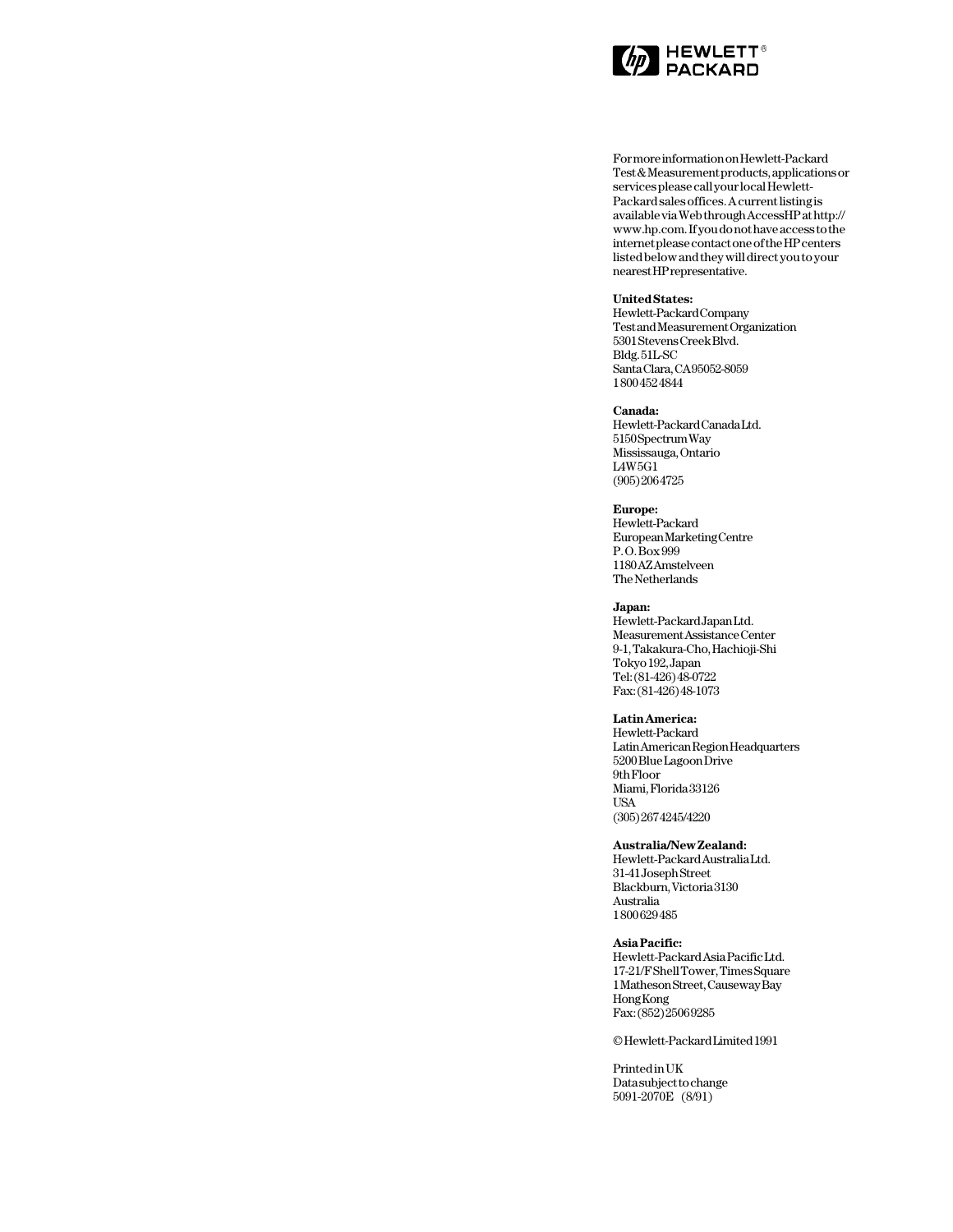HEWLETT® PACKARD

For more information on Hewlett-Packard Test & Measurement products, applications or services please call your local Hewlett-Packard sales offices. A current listing is available via Web through AccessHP at http://www.hp.com. If you do not have access to the internet please contact one of the HP centers listed below and they will direct you to your nearest HP representative.

**United States:**
Hewlett-Packard Company
Test and Measurement Organization
5301 Stevens Creek Blvd.
Bldg. 51L-SC
Santa Clara, CA 95052-8059
1 800 452 4844

**Canada:**
Hewlett-Packard Canada Ltd.
5150 Spectrum Way
Mississauga, Ontario
L4W 5G1
(905) 206 4725

**Europe:**
Hewlett-Packard
European Marketing Centre
P.O. Box 999
1180 AZ Amstelveen
The Netherlands

**Japan:**
Hewlett-Packard Japan Ltd.
Measurement Assistance Center
9-1, Takakura-Cho, Hachioji-Shi
Tokyo 192, Japan
Tel: (81-426) 48-0722
Fax: (81-426) 48-1073

**Latin America:**
Hewlett-Packard
Latin American Region Headquarters
5200 Blue Lagoon Drive
9th Floor
Miami, Florida 33126
USA
(305) 267 4245/4220

**Australia/New Zealand:**
Hewlett-Packard Australia Ltd.
31-41 Joseph Street
Blackburn, Victoria 3130
Australia
1 800 629 485

**Asia Pacific:**
Hewlett-Packard Asia Pacific Ltd.
17-21/F Shell Tower, Times Square
1 Matheson Street, Causeway Bay
Hong Kong
Fax: (852) 2506 9285

© Hewlett-Packard Limited 1991

Printed in UK
Data subject to change
5091-2070E (8/91)